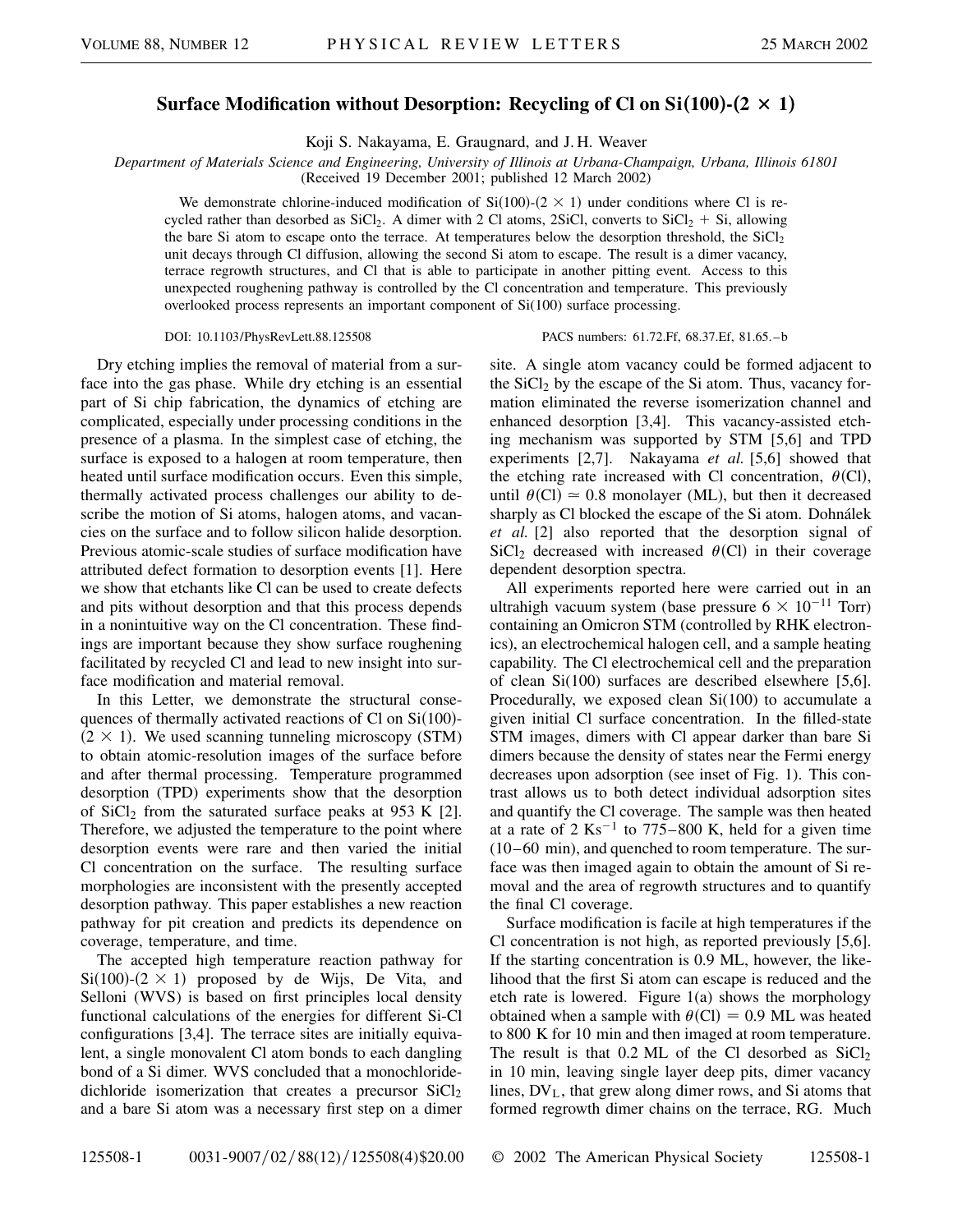# Surface Modification without Desorption: Recycling of Cl on Si(100)-(2 × 1)

Koji S. Nakayama, E. Graugnard, and J. H. Weaver

*Department of Materials Science and Engineering, University of Illinois at Urbana-Champaign, Urbana, Illinois 61801*
(Received 19 December 2001; published 12 March 2002)

We demonstrate chlorine-induced modification of Si(100)-(2 × 1) under conditions where Cl is recycled rather than desorbed as $SiCl_2$. A dimer with 2 Cl atoms, 2SiCl, converts to $SiCl_2$ + Si, allowing the bare Si atom to escape onto the terrace. At temperatures below the desorption threshold, the $SiCl_2$ unit decays through Cl diffusion, allowing the second Si atom to escape. The result is a dimer vacancy, terrace regrowth structures, and Cl that is able to participate in another pitting event. Access to this unexpected roughening pathway is controlled by the Cl concentration and temperature. This previously overlooked process represents an important component of Si(100) surface processing.

DOI: 10.1103/PhysRevLett.88.125508 PACS numbers: 61.72.Ff, 68.37.Ef, 81.65.–b

Dry etching implies the removal of material from a surface into the gas phase. While dry etching is an essential part of Si chip fabrication, the dynamics of etching are complicated, especially under processing conditions in the presence of a plasma. In the simplest case of etching, the surface is exposed to a halogen at room temperature, then heated until surface modification occurs. Even this simple, thermally activated process challenges our ability to describe the motion of Si atoms, halogen atoms, and vacancies on the surface and to follow silicon halide desorption. Previous atomic-scale studies of surface modification have attributed defect formation to desorption events [1]. Here we show that etchants like Cl can be used to create defects and pits without desorption and that this process depends in a nonintuitive way on the Cl concentration. These findings are important because they show surface roughening facilitated by recycled Cl and lead to new insight into surface modification and material removal.

In this Letter, we demonstrate the structural consequences of thermally activated reactions of Cl on Si(100)-(2 × 1). We used scanning tunneling microscopy (STM) to obtain atomic-resolution images of the surface before and after thermal processing. Temperature programmed desorption (TPD) experiments show that the desorption of $SiCl_2$ from the saturated surface peaks at 953 K [2]. Therefore, we adjusted the temperature to the point where desorption events were rare and then varied the initial Cl concentration on the surface. The resulting surface morphologies are inconsistent with the presently accepted desorption pathway. This paper establishes a new reaction pathway for pit creation and predicts its dependence on coverage, temperature, and time.

The accepted high temperature reaction pathway for Si(100)-(2 × 1) proposed by de Wijs, De Vita, and Selloni (WVS) is based on first principles local density functional calculations of the energies for different Si-Cl configurations [3,4]. The terrace sites are initially equivalent, a single monovalent Cl atom bonds to each dangling bond of a Si dimer. WVS concluded that a monochloride-dichloride isomerization that creates a precursor $SiCl_2$ and a bare Si atom was a necessary first step on a dimer site. A single atom vacancy could be formed adjacent to the $SiCl_2$ by the escape of the Si atom. Thus, vacancy formation eliminated the reverse isomerization channel and enhanced desorption [3,4]. This vacancy-assisted etching mechanism was supported by STM [5,6] and TPD experiments [2,7]. Nakayama *et al.* [5,6] showed that the etching rate increased with Cl concentration, $\theta$(Cl), until $\theta(Cl) \simeq 0.8$ monolayer (ML), but then it decreased sharply as Cl blocked the escape of the Si atom. Dohnálek *et al.* [2] also reported that the desorption signal of $SiCl_2$ decreased with increased $\theta$(Cl) in their coverage dependent desorption spectra.

All experiments reported here were carried out in an ultrahigh vacuum system (base pressure $6 \times 10^{-11}$ Torr) containing an Omicron STM (controlled by RHK electronics), an electrochemical halogen cell, and a sample heating capability. The Cl electrochemical cell and the preparation of clean Si(100) surfaces are described elsewhere [5,6]. Procedurally, we exposed clean Si(100) to accumulate a given initial Cl surface concentration. In the filled-state STM images, dimers with Cl appear darker than bare Si dimers because the density of states near the Fermi energy decreases upon adsorption (see inset of Fig. 1). This contrast allows us to both detect individual adsorption sites and quantify the Cl coverage. The sample was then heated at a rate of 2 $Ks^{-1}$ to 775–800 K, held for a given time (10–60 min), and quenched to room temperature. The surface was then imaged again to obtain the amount of Si removal and the area of regrowth structures and to quantify the final Cl coverage.

Surface modification is facile at high temperatures if the Cl concentration is not high, as reported previously [5,6]. If the starting concentration is 0.9 ML, however, the likelihood that the first Si atom can escape is reduced and the etch rate is lowered. Figure 1(a) shows the morphology obtained when a sample with $\theta(Cl) = 0.9$ ML was heated to 800 K for 10 min and then imaged at room temperature. The result is that 0.2 ML of the Cl desorbed as $SiCl_2$ in 10 min, leaving single layer deep pits, dimer vacancy lines, $DV_L$, that grew along dimer rows, and Si atoms that formed regrowth dimer chains on the terrace, RG. Much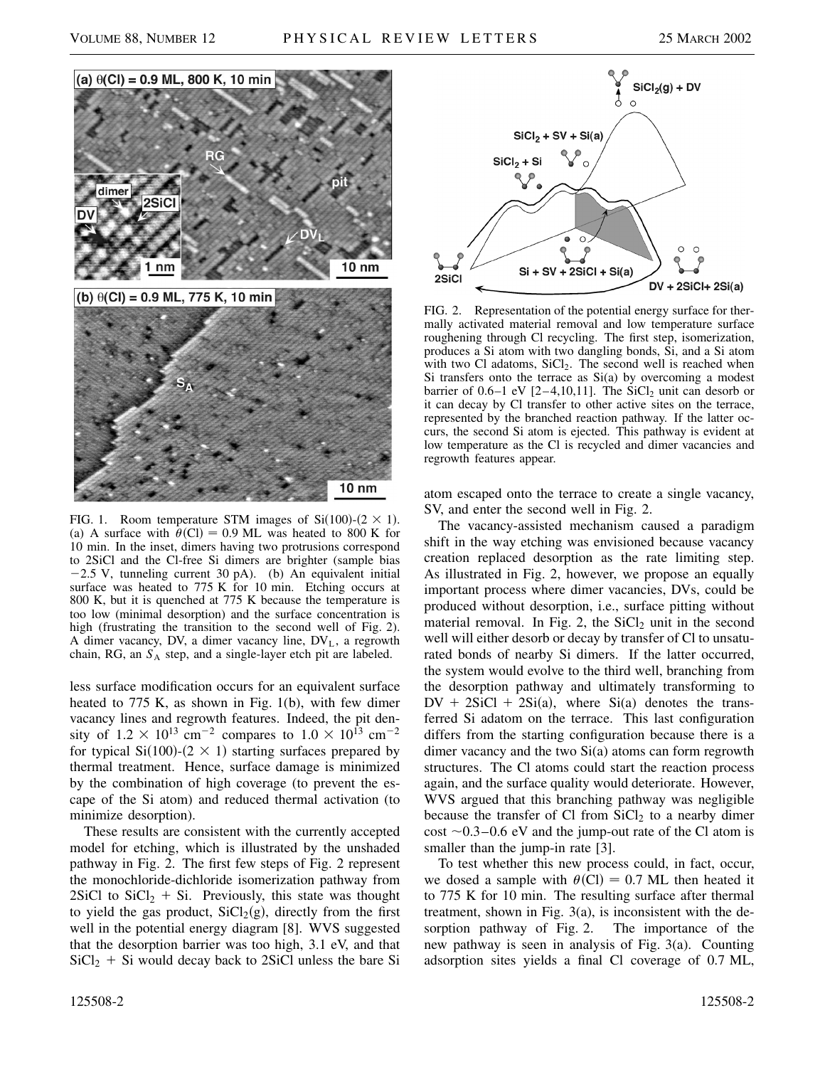FIG. 1. Room temperature STM images of Si(100)-($2 \times 1$). (a) A surface with $\theta$(Cl) = 0.9 ML was heated to 800 K for 10 min. In the inset, dimers having two protrusions correspond to 2SiCl and the Cl-free Si dimers are brighter (sample bias −2.5 V, tunneling current 30 pA). (b) An equivalent initial surface was heated to 775 K for 10 min. Etching occurs at 800 K, but it is quenched at 775 K because the temperature is too low (minimal desorption) and the surface concentration is high (frustrating the transition to the second well of Fig. 2). A dimer vacancy, DV, a dimer vacancy line, $DV_L$, a regrowth chain, RG, an $S_A$ step, and a single-layer etch pit are labeled.

less surface modification occurs for an equivalent surface heated to 775 K, as shown in Fig. 1(b), with few dimer vacancy lines and regrowth features. Indeed, the pit density of $1.2 \times 10^{13}$ cm$^{-2}$ compares to $1.0 \times 10^{13}$ cm$^{-2}$ for typical Si(100)-($2 \times 1$) starting surfaces prepared by thermal treatment. Hence, surface damage is minimized by the combination of high coverage (to prevent the escape of the Si atom) and reduced thermal activation (to minimize desorption).

These results are consistent with the currently accepted model for etching, which is illustrated by the unshaded pathway in Fig. 2. The first few steps of Fig. 2 represent the monochloride-dichloride isomerization pathway from 2SiCl to $SiCl_2$ + Si. Previously, this state was thought to yield the gas product, $SiCl_2$(g), directly from the first well in the potential energy diagram [8]. WVS suggested that the desorption barrier was too high, 3.1 eV, and that $SiCl_2$ + Si would decay back to 2SiCl unless the bare Si atom escaped onto the terrace to create a single vacancy, SV, and enter the second well in Fig. 2.

FIG. 2. Representation of the potential energy surface for thermally activated material removal and low temperature surface roughening through Cl recycling. The first step, isomerization, produces a Si atom with two dangling bonds, Si, and a Si atom with two Cl adatoms, $SiCl_2$. The second well is reached when Si transfers onto the terrace as Si(a) by overcoming a modest barrier of 0.6–1 eV [2–4,10,11]. The $SiCl_2$ unit can desorb or it can decay by Cl transfer to other active sites on the terrace, represented by the branched reaction pathway. If the latter occurs, the second Si atom is ejected. This pathway is evident at low temperature as the Cl is recycled and dimer vacancies and regrowth features appear.

The vacancy-assisted mechanism caused a paradigm shift in the way etching was envisioned because vacancy creation replaced desorption as the rate limiting step. As illustrated in Fig. 2, however, we propose an equally important process where dimer vacancies, DVs, could be produced without desorption, i.e., surface pitting without material removal. In Fig. 2, the $SiCl_2$ unit in the second well will either desorb or decay by transfer of Cl to unsaturated bonds of nearby Si dimers. If the latter occurred, the system would evolve to the third well, branching from the desorption pathway and ultimately transforming to DV + 2SiCl + 2Si(a), where Si(a) denotes the transferred Si adatom on the terrace. This last configuration differs from the starting configuration because there is a dimer vacancy and the two Si(a) atoms can form regrowth structures. The Cl atoms could start the reaction process again, and the surface quality would deteriorate. However, WVS argued that this branching pathway was negligible because the transfer of Cl from $SiCl_2$ to a nearby dimer cost ~0.3–0.6 eV and the jump-out rate of the Cl atom is smaller than the jump-in rate [3].

To test whether this new process could, in fact, occur, we dosed a sample with $\theta$(Cl) = 0.7 ML then heated it to 775 K for 10 min. The resulting surface after thermal treatment, shown in Fig. 3(a), is inconsistent with the desorption pathway of Fig. 2. The importance of the new pathway is seen in analysis of Fig. 3(a). Counting adsorption sites yields a final Cl coverage of 0.7 ML,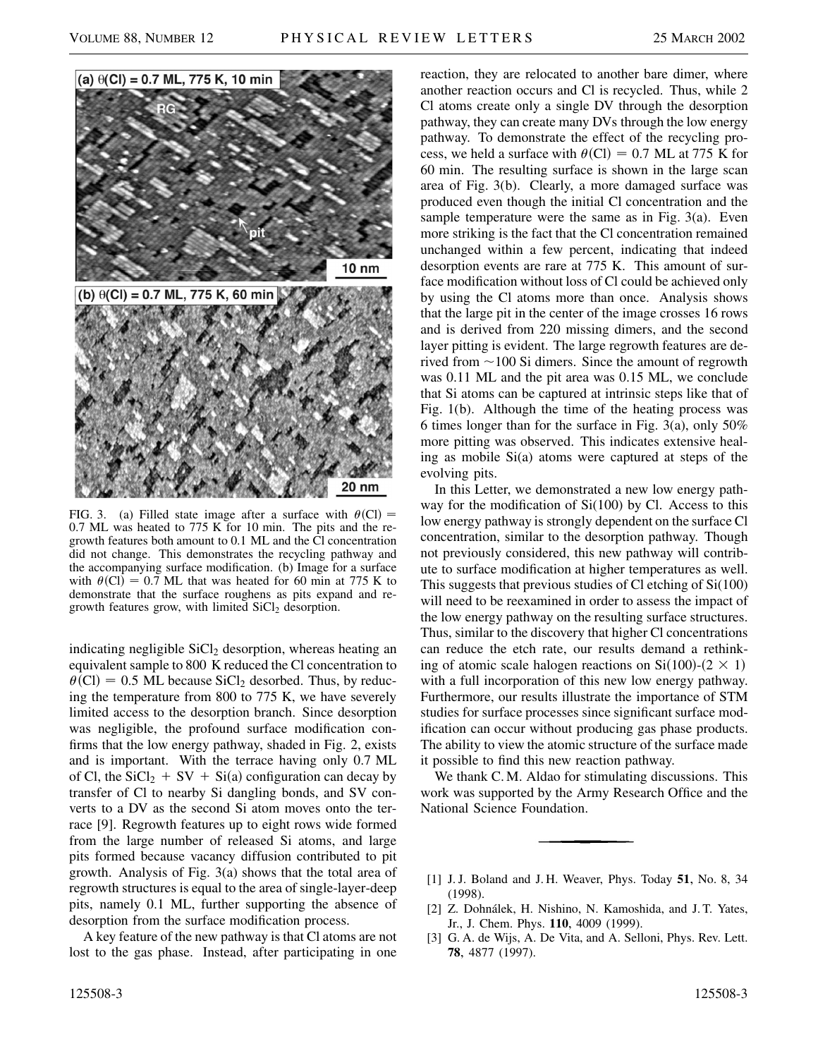FIG. 3. (a) Filled state image after a surface with $\theta(\mathrm{Cl}) = 0.7$ ML was heated to 775 K for 10 min. The pits and the regrowth features both amount to 0.1 ML and the Cl concentration did not change. This demonstrates the recycling pathway and the accompanying surface modification. (b) Image for a surface with $\theta(\mathrm{Cl}) = 0.7$ ML that was heated for 60 min at 775 K to demonstrate that the surface roughens as pits expand and regrowth features grow, with limited $SiCl_2$ desorption.

indicating negligible $SiCl_2$ desorption, whereas heating an equivalent sample to 800 K reduced the Cl concentration to $\theta(\mathrm{Cl}) = 0.5$ ML because $SiCl_2$ desorbed. Thus, by reducing the temperature from 800 to 775 K, we have severely limited access to the desorption branch. Since desorption was negligible, the profound surface modification confirms that the low energy pathway, shaded in Fig. 2, exists and is important. With the terrace having only 0.7 ML of Cl, the $SiCl_2$ + SV + Si(a) configuration can decay by transfer of Cl to nearby Si dangling bonds, and SV converts to a DV as the second Si atom moves onto the terrace [9]. Regrowth features up to eight rows wide formed from the large number of released Si atoms, and large pits formed because vacancy diffusion contributed to pit growth. Analysis of Fig. 3(a) shows that the total area of regrowth structures is equal to the area of single-layer-deep pits, namely 0.1 ML, further supporting the absence of desorption from the surface modification process.

A key feature of the new pathway is that Cl atoms are not lost to the gas phase. Instead, after participating in one reaction, they are relocated to another bare dimer, where another reaction occurs and Cl is recycled. Thus, while 2 Cl atoms create only a single DV through the desorption pathway, they can create many DVs through the low energy pathway. To demonstrate the effect of the recycling process, we held a surface with $\theta(\mathrm{Cl}) = 0.7$ ML at 775 K for 60 min. The resulting surface is shown in the large scan area of Fig. 3(b). Clearly, a more damaged surface was produced even though the initial Cl concentration and the sample temperature were the same as in Fig. 3(a). Even more striking is the fact that the Cl concentration remained unchanged within a few percent, indicating that indeed desorption events are rare at 775 K. This amount of surface modification without loss of Cl could be achieved only by using the Cl atoms more than once. Analysis shows that the large pit in the center of the image crosses 16 rows and is derived from 220 missing dimers, and the second layer pitting is evident. The large regrowth features are derived from ~100 Si dimers. Since the amount of regrowth was 0.11 ML and the pit area was 0.15 ML, we conclude that Si atoms can be captured at intrinsic steps like that of Fig. 1(b). Although the time of the heating process was 6 times longer than for the surface in Fig. 3(a), only 50% more pitting was observed. This indicates extensive healing as mobile Si(a) atoms were captured at steps of the evolving pits.

In this Letter, we demonstrated a new low energy pathway for the modification of Si(100) by Cl. Access to this low energy pathway is strongly dependent on the surface Cl concentration, similar to the desorption pathway. Though not previously considered, this new pathway will contribute to surface modification at higher temperatures as well. This suggests that previous studies of Cl etching of Si(100) will need to be reexamined in order to assess the impact of the low energy pathway on the resulting surface structures. Thus, similar to the discovery that higher Cl concentrations can reduce the etch rate, our results demand a rethinking of atomic scale halogen reactions on Si(100)-$(2 \times 1)$ with a full incorporation of this new low energy pathway. Furthermore, our results illustrate the importance of STM studies for surface processes since significant surface modification can occur without producing gas phase products. The ability to view the atomic structure of the surface made it possible to find this new reaction pathway.

We thank C. M. Aldao for stimulating discussions. This work was supported by the Army Research Office and the National Science Foundation.

[1] J. J. Boland and J. H. Weaver, Phys. Today **51**, No. 8, 34 (1998).

[2] Z. Dohnálek, H. Nishino, N. Kamoshida, and J. T. Yates, Jr., J. Chem. Phys. **110**, 4009 (1999).

[3] G. A. de Wijs, A. De Vita, and A. Selloni, Phys. Rev. Lett. **78**, 4877 (1997).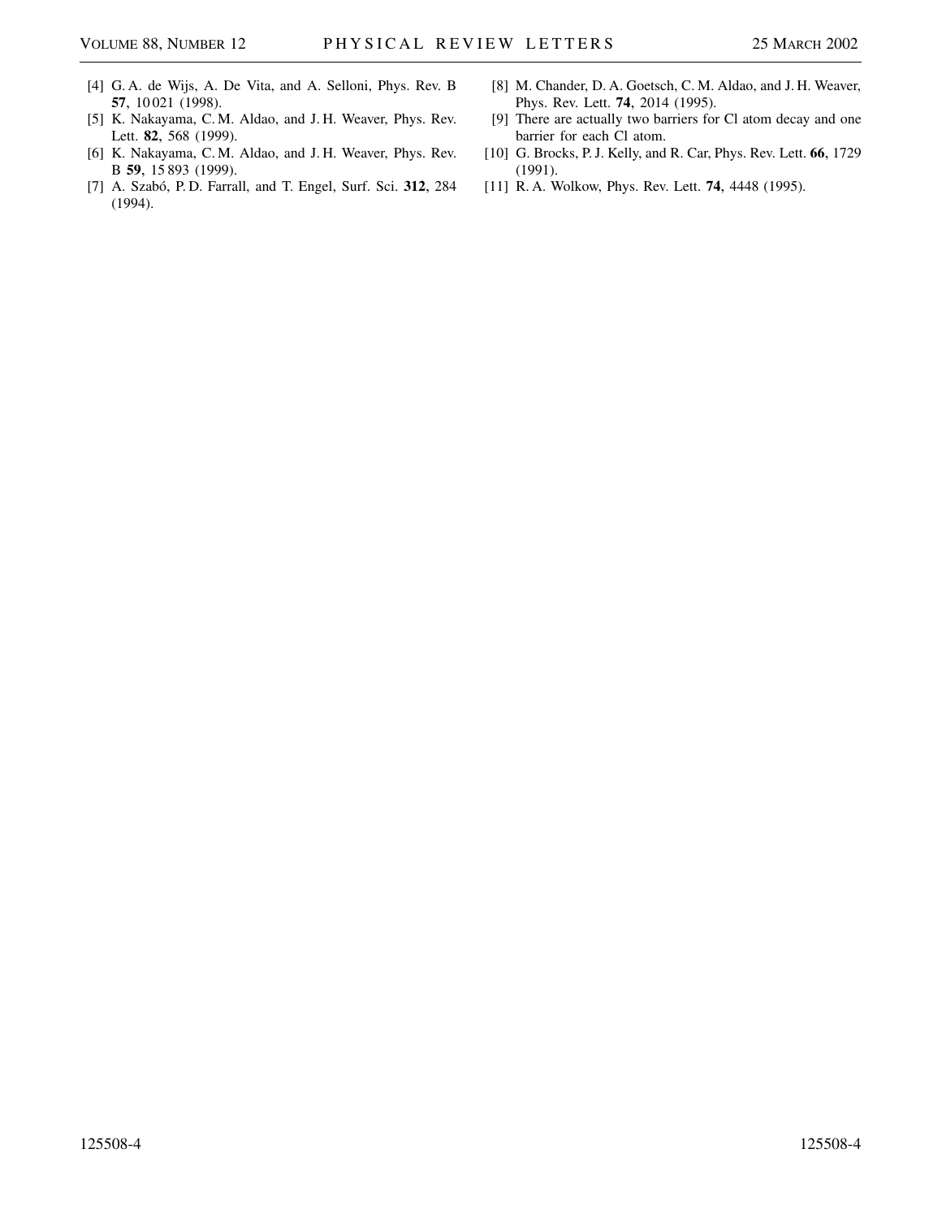[4] G. A. de Wijs, A. De Vita, and A. Selloni, Phys. Rev. B **57**, 10 021 (1998).

[5] K. Nakayama, C. M. Aldao, and J. H. Weaver, Phys. Rev. Lett. **82**, 568 (1999).

[6] K. Nakayama, C. M. Aldao, and J. H. Weaver, Phys. Rev. B **59**, 15 893 (1999).

[7] A. Szabó, P. D. Farrall, and T. Engel, Surf. Sci. **312**, 284 (1994).

[8] M. Chander, D. A. Goetsch, C. M. Aldao, and J. H. Weaver, Phys. Rev. Lett. **74**, 2014 (1995).

[9] There are actually two barriers for Cl atom decay and one barrier for each Cl atom.

[10] G. Brocks, P. J. Kelly, and R. Car, Phys. Rev. Lett. **66**, 1729 (1991).

[11] R. A. Wolkow, Phys. Rev. Lett. **74**, 4448 (1995).